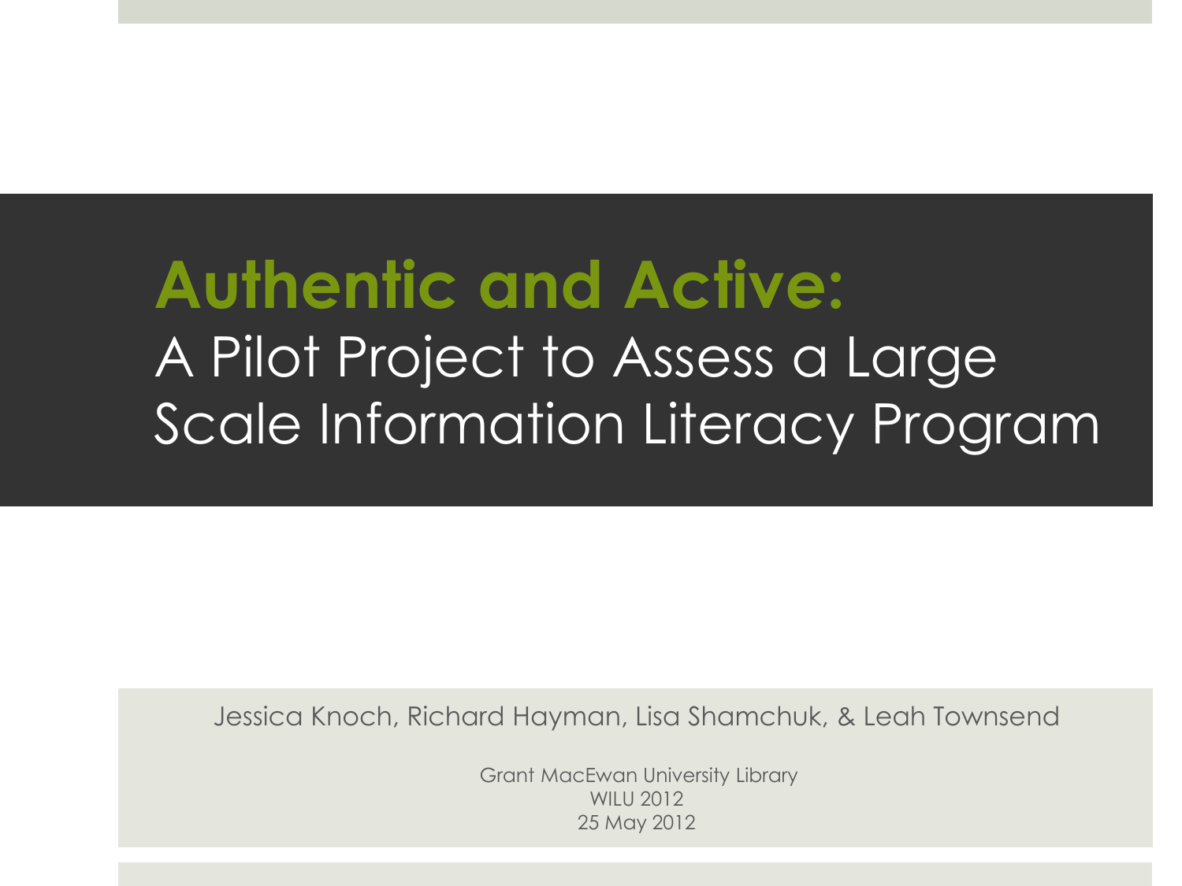# Authentic and Active:

## A Pilot Project to Assess a Large Scale Information Literacy Program

Jessica Knoch, Richard Hayman, Lisa Shamchuk, & Leah Townsend

Grant MacEwan University Library
WILU 2012
25 May 2012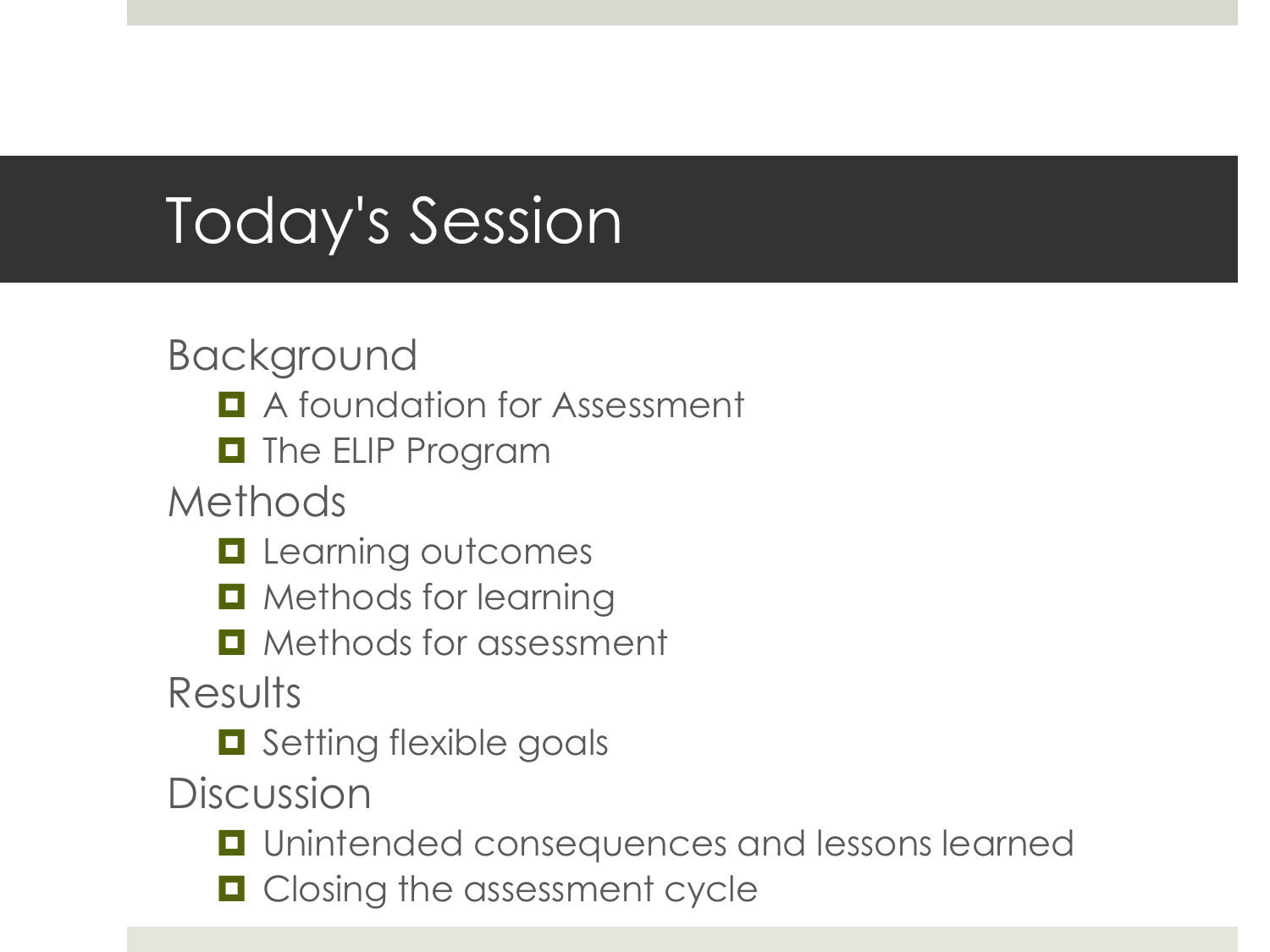# Today's Session

Background

- A foundation for Assessment
- The ELIP Program

Methods

- Learning outcomes
- Methods for learning
- Methods for assessment

Results

- Setting flexible goals

Discussion

- Unintended consequences and lessons learned
- Closing the assessment cycle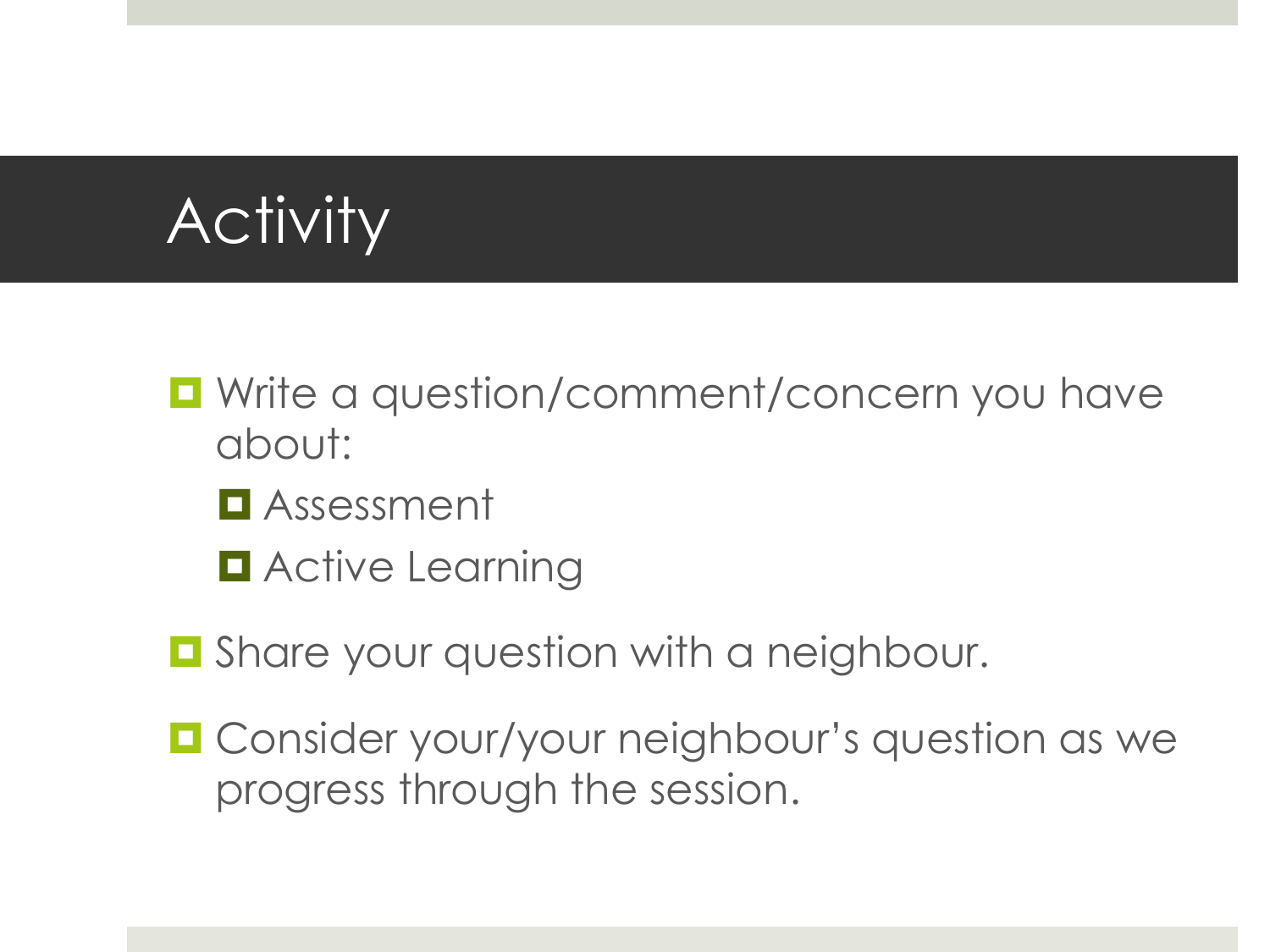# Activity

- Write a question/comment/concern you have about:
  - Assessment
  - Active Learning
- Share your question with a neighbour.
- Consider your/your neighbour's question as we progress through the session.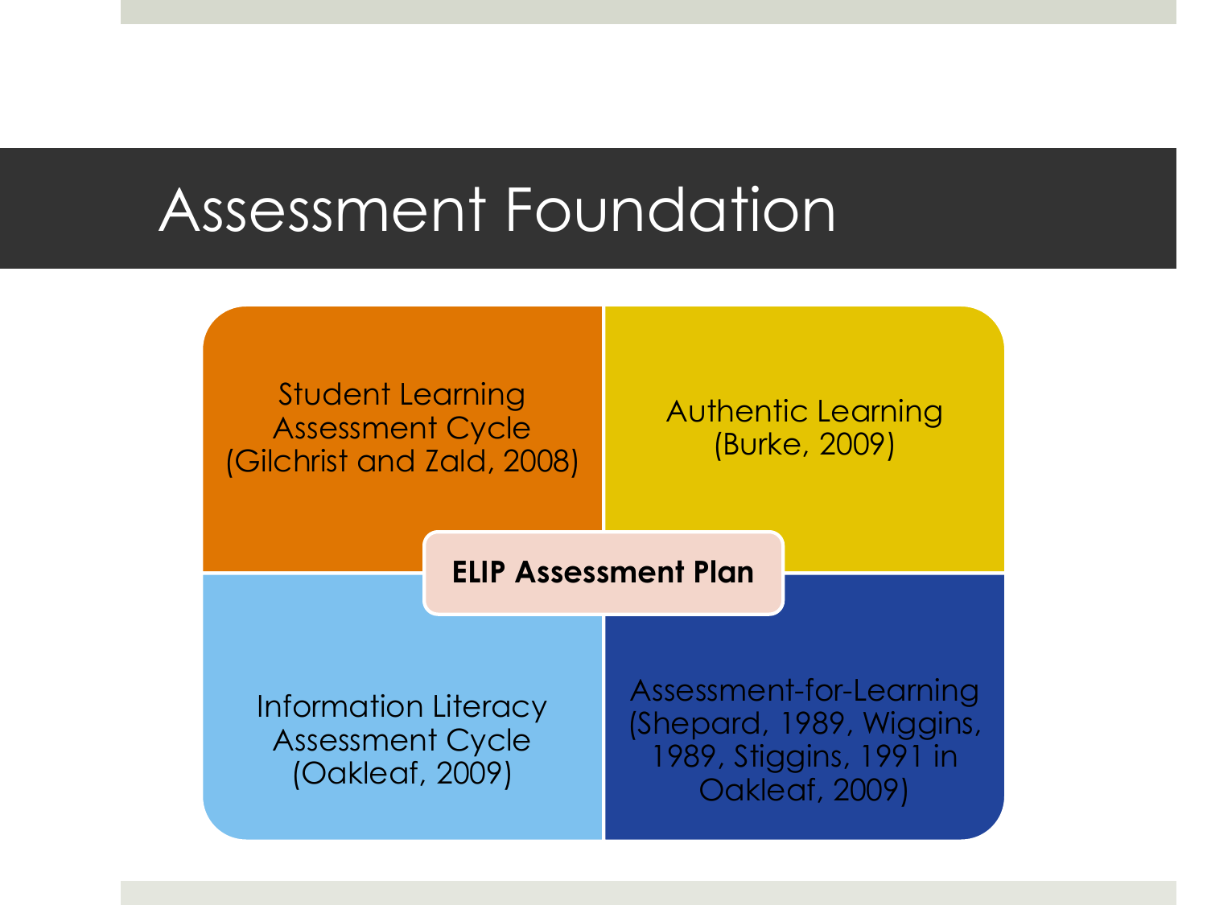# Assessment Foundation

**ELIP Assessment Plan**

- Student Learning Assessment Cycle (Gilchrist and Zald, 2008)
- Authentic Learning (Burke, 2009)
- Information Literacy Assessment Cycle (Oakleaf, 2009)
- Assessment-for-Learning (Shepard, 1989, Wiggins, 1989, Stiggins, 1991 in Oakleaf, 2009)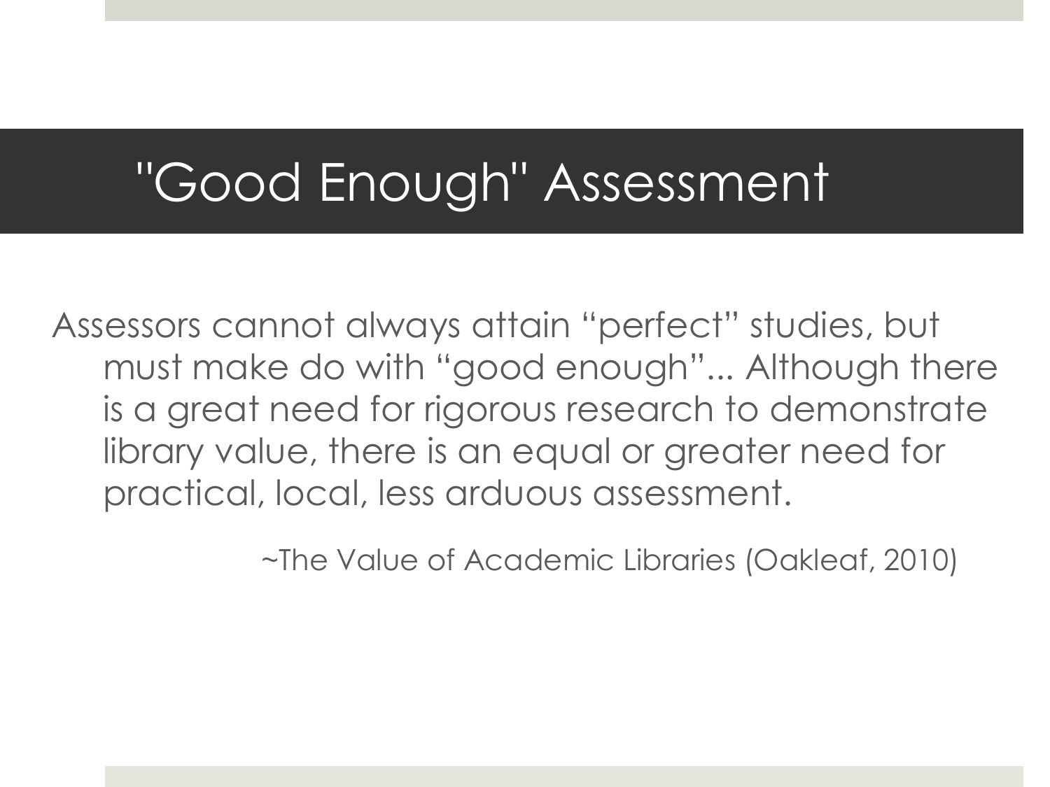# "Good Enough" Assessment

Assessors cannot always attain "perfect" studies, but must make do with "good enough"... Although there is a great need for rigorous research to demonstrate library value, there is an equal or greater need for practical, local, less arduous assessment.

~The Value of Academic Libraries (Oakleaf, 2010)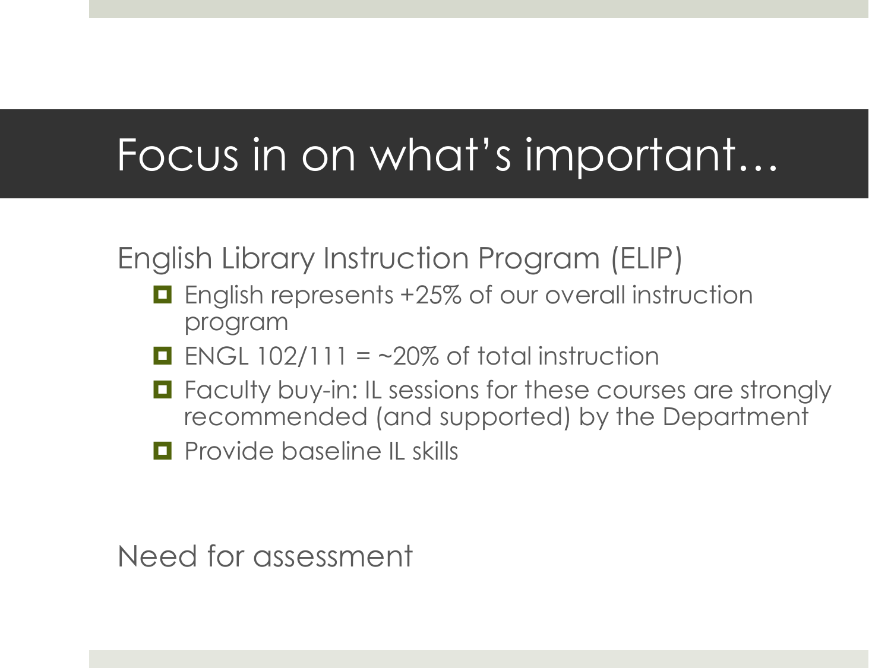# Focus in on what's important…

English Library Instruction Program (ELIP)

- English represents +25% of our overall instruction program
- ENGL 102/111 = ~20% of total instruction
- Faculty buy-in: IL sessions for these courses are strongly recommended (and supported) by the Department
- Provide baseline IL skills

Need for assessment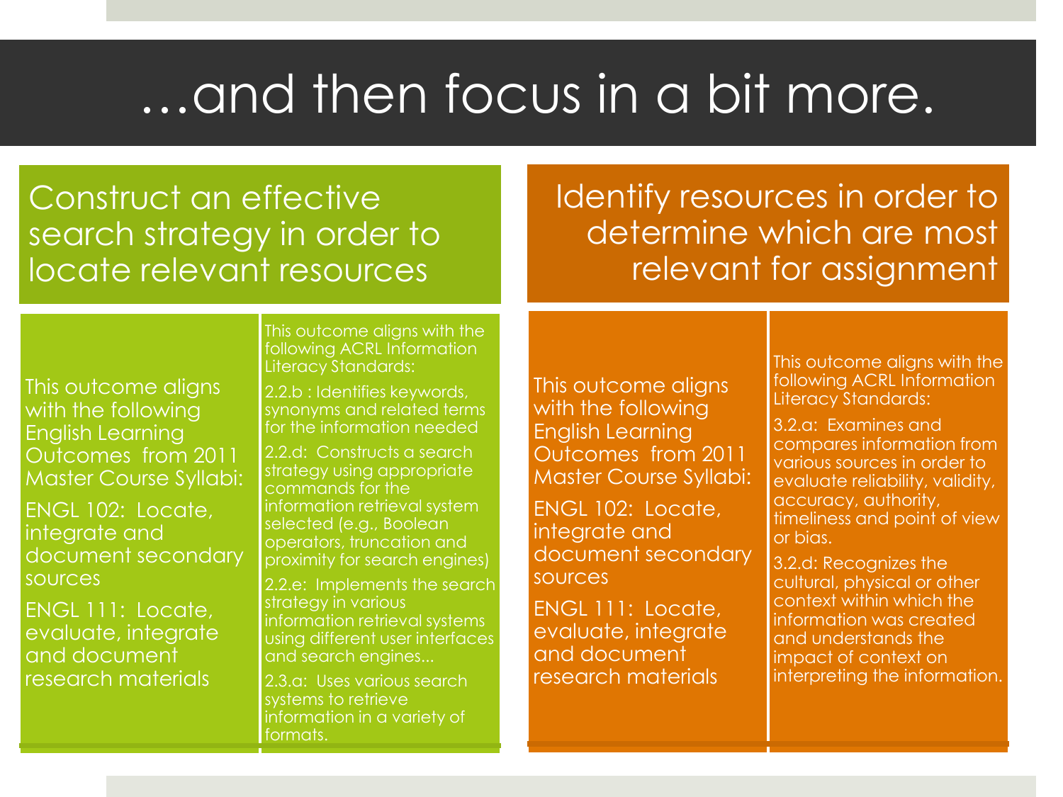# …and then focus in a bit more.

## Construct an effective search strategy in order to locate relevant resources

This outcome aligns with the following English Learning Outcomes from 2011 Master Course Syllabi:

ENGL 102: Locate, integrate and document secondary sources

ENGL 111: Locate, evaluate, integrate and document research materials

This outcome aligns with the following ACRL Information Literacy Standards:

2.2.b : Identifies keywords, synonyms and related terms for the information needed

2.2.d: Constructs a search strategy using appropriate commands for the information retrieval system selected (e.g., Boolean operators, truncation and proximity for search engines)

2.2.e: Implements the search strategy in various information retrieval systems using different user interfaces and search engines...

2.3.a: Uses various search systems to retrieve information in a variety of formats.

## Identify resources in order to determine which are most relevant for assignment

This outcome aligns with the following English Learning Outcomes from 2011 Master Course Syllabi:

ENGL 102: Locate, integrate and document secondary sources

ENGL 111: Locate, evaluate, integrate and document research materials

This outcome aligns with the following ACRL Information Literacy Standards:

3.2.a: Examines and compares information from various sources in order to evaluate reliability, validity, accuracy, authority, timeliness and point of view or bias.

3.2.d: Recognizes the cultural, physical or other context within which the information was created and understands the impact of context on interpreting the information.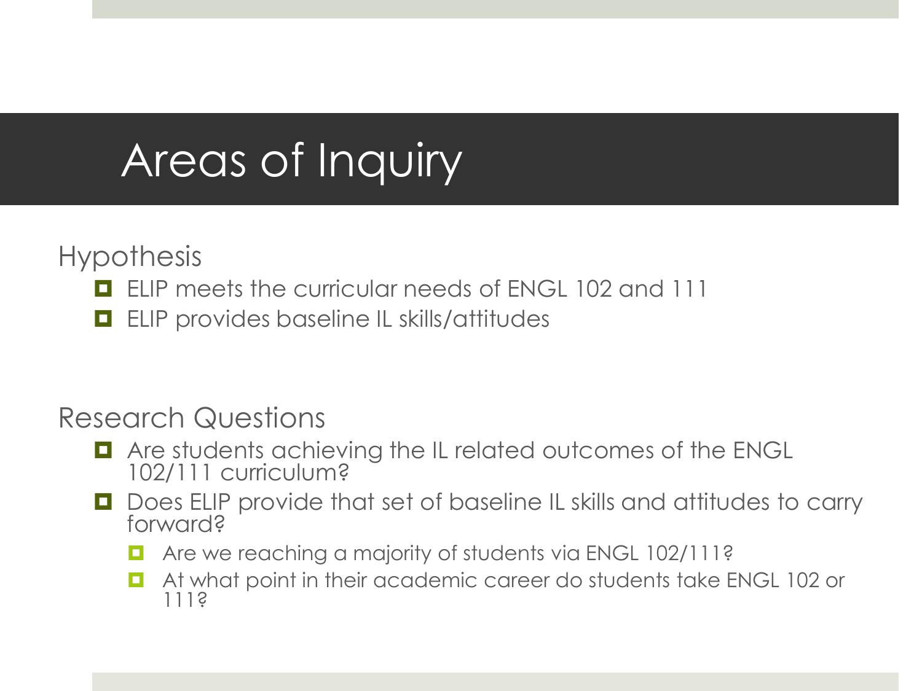# Areas of Inquiry

Hypothesis

- ELIP meets the curricular needs of ENGL 102 and 111
- ELIP provides baseline IL skills/attitudes

Research Questions

- Are students achieving the IL related outcomes of the ENGL 102/111 curriculum?
- Does ELIP provide that set of baseline IL skills and attitudes to carry forward?
  - Are we reaching a majority of students via ENGL 102/111?
  - At what point in their academic career do students take ENGL 102 or 111?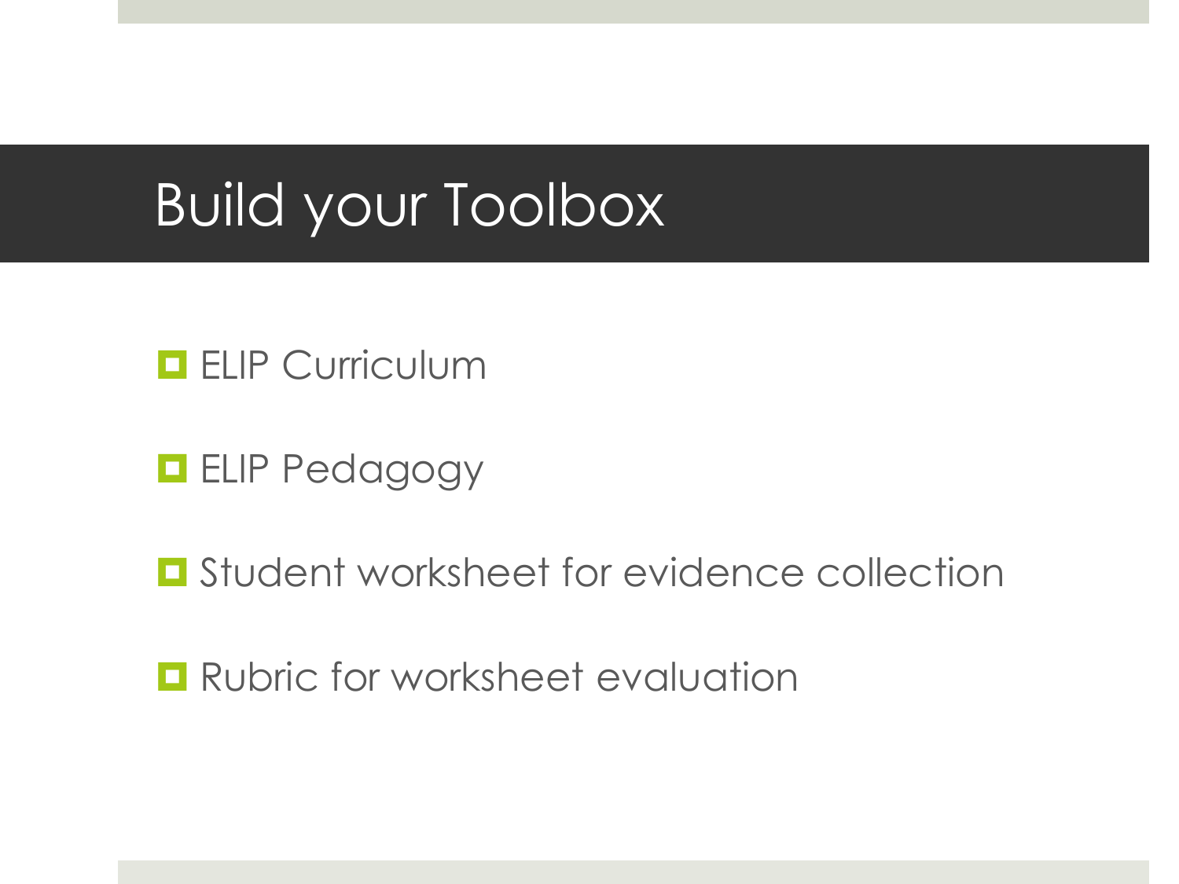# Build your Toolbox

- ELIP Curriculum
- ELIP Pedagogy
- Student worksheet for evidence collection
- Rubric for worksheet evaluation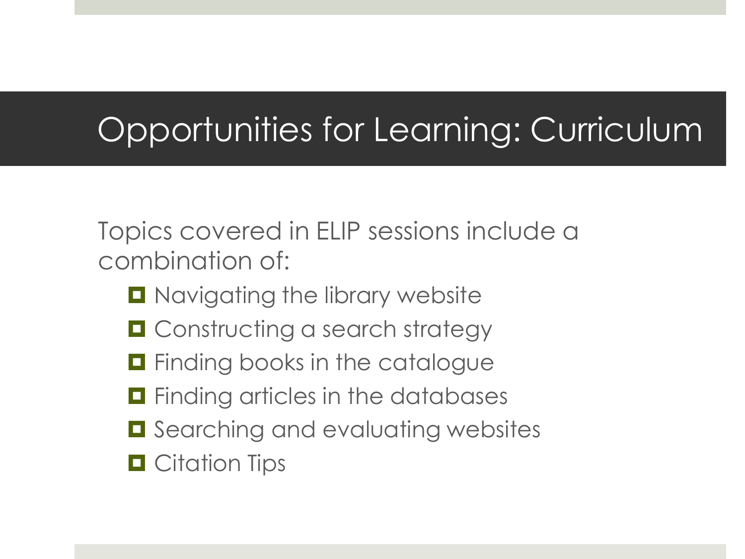# Opportunities for Learning: Curriculum

Topics covered in ELIP sessions include a combination of:

- Navigating the library website
- Constructing a search strategy
- Finding books in the catalogue
- Finding articles in the databases
- Searching and evaluating websites
- Citation Tips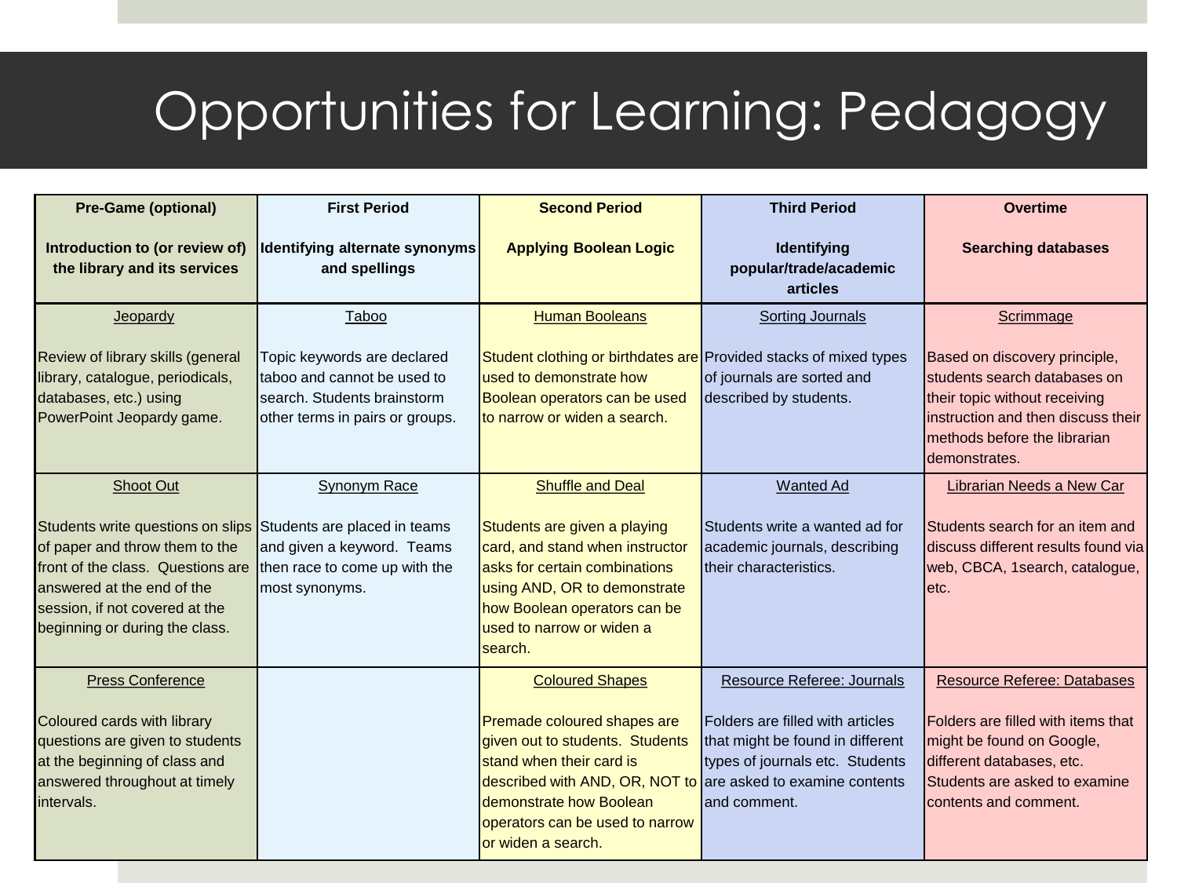# Opportunities for Learning: Pedagogy

| Pre-Game (optional)<br><br>Introduction to (or review of) the library and its services | First Period<br><br>Identifying alternate synonyms and spellings | Second Period<br><br>Applying Boolean Logic | Third Period<br><br>Identifying popular/trade/academic articles | Overtime<br><br>Searching databases |
|---|---|---|---|---|
| Jeopardy<br><br>Review of library skills (general library, catalogue, periodicals, databases, etc.) using PowerPoint Jeopardy game. | Taboo<br><br>Topic keywords are declared taboo and cannot be used to search. Students brainstorm other terms in pairs or groups. | Human Booleans<br><br>Student clothing or birthdates are used to demonstrate how Boolean operators can be used to narrow or widen a search. | Sorting Journals<br><br>Provided stacks of mixed types of journals are sorted and described by students. | Scrimmage<br><br>Based on discovery principle, students search databases on their topic without receiving instruction and then discuss their methods before the librarian demonstrates. |
| Shoot Out<br><br>Students write questions on slips of paper and throw them to the front of the class. Questions are answered at the end of the session, if not covered at the beginning or during the class. | Synonym Race<br><br>Students are placed in teams and given a keyword. Teams then race to come up with the most synonyms. | Shuffle and Deal<br><br>Students are given a playing card, and stand when instructor asks for certain combinations using AND, OR to demonstrate how Boolean operators can be used to narrow or widen a search. | Wanted Ad<br><br>Students write a wanted ad for academic journals, describing their characteristics. | Librarian Needs a New Car<br><br>Students search for an item and discuss different results found via web, CBCA, 1search, catalogue, etc. |
| Press Conference<br><br>Coloured cards with library questions are given to students at the beginning of class and answered throughout at timely intervals. | | Coloured Shapes<br><br>Premade coloured shapes are given out to students. Students stand when their card is described with AND, OR, NOT to demonstrate how Boolean operators can be used to narrow or widen a search. | Resource Referee: Journals<br><br>Folders are filled with articles that might be found in different types of journals etc. Students are asked to examine contents and comment. | Resource Referee: Databases<br><br>Folders are filled with items that might be found on Google, different databases, etc. Students are asked to examine contents and comment. |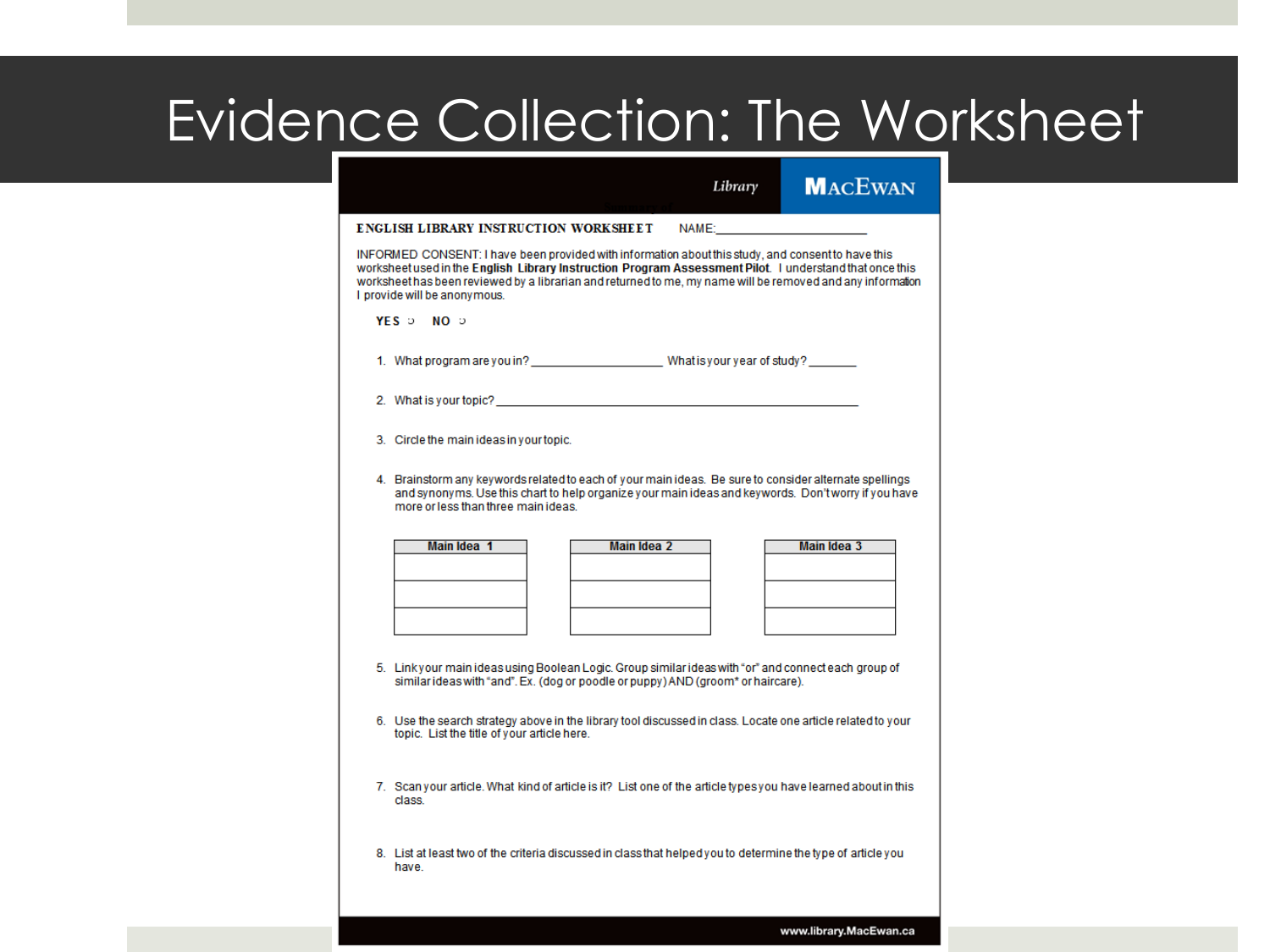# Evidence Collection: The Worksheet

Library **MacEwan**

**ENGLISH LIBRARY INSTRUCTION WORKSHEET** NAME:______________________

INFORMED CONSENT: I have been provided with information about this study, and consent to have this worksheet used in the **English Library Instruction Program Assessment Pilot**. I understand that once this worksheet has been reviewed by a librarian and returned to me, my name will be removed and any information I provide will be anonymous.

**YES** ○ **NO** ○

1. What program are you in? ____________________ What is your year of study? _______
2. What is your topic? ______________________________________________________
3. Circle the main ideas in your topic.
4. Brainstorm any keywords related to each of your main ideas. Be sure to consider alternate spellings and synonyms. Use this chart to help organize your main ideas and keywords. Don't worry if you have more or less than three main ideas.

| Main Idea 1 | Main Idea 2 | Main Idea 3 |
|---|---|---|
| | | |
| | | |
| | | |

5. Link your main ideas using Boolean Logic. Group similar ideas with "or" and connect each group of similar ideas with "and". Ex. (dog or poodle or puppy) AND (groom* or haircare).
6. Use the search strategy above in the library tool discussed in class. Locate one article related to your topic. List the title of your article here.
7. Scan your article. What kind of article is it? List one of the article types you have learned about in this class.
8. List at least two of the criteria discussed in class that helped you to determine the type of article you have.

www.library.MacEwan.ca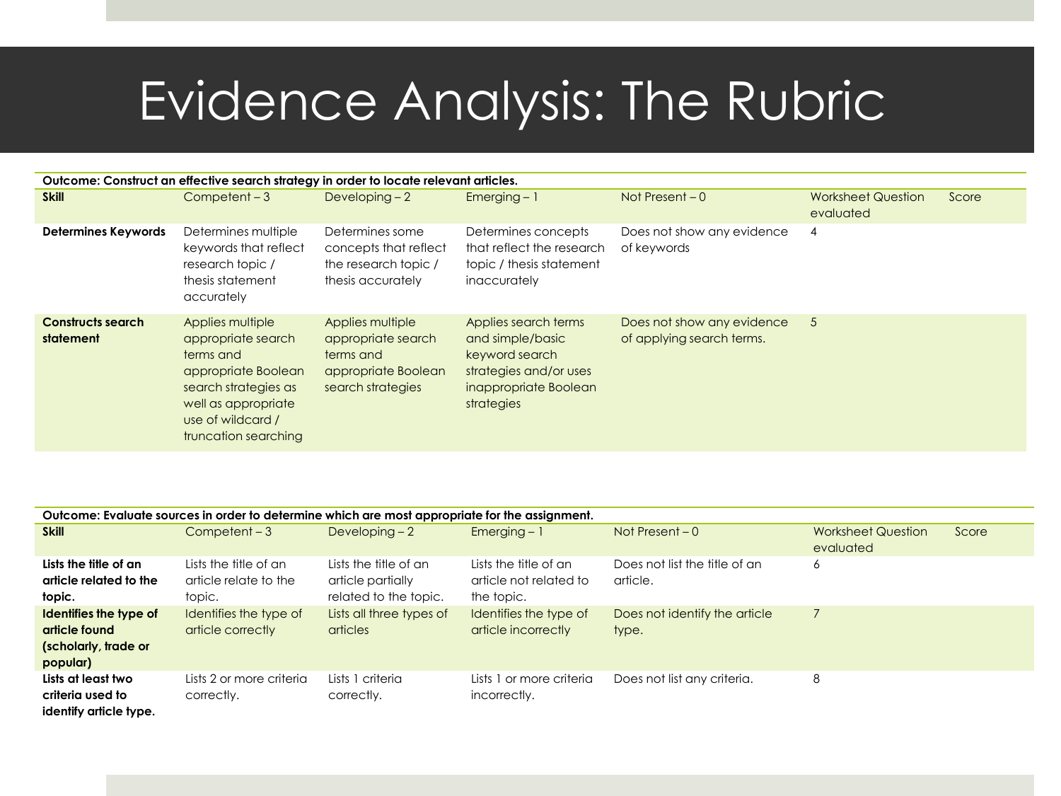# Evidence Analysis: The Rubric

| Outcome: Construct an effective search strategy in order to locate relevant articles. | | | | | | |
|---|---|---|---|---|---|---|
| **Skill** | Competent – 3 | Developing – 2 | Emerging – 1 | Not Present – 0 | Worksheet Question evaluated | Score |
| **Determines Keywords** | Determines multiple keywords that reflect research topic / thesis statement accurately | Determines some concepts that reflect the research topic / thesis accurately | Determines concepts that reflect the research topic / thesis statement inaccurately | Does not show any evidence of keywords | 4 | |
| **Constructs search statement** | Applies multiple appropriate search terms and appropriate Boolean search strategies as well as appropriate use of wildcard / truncation searching | Applies multiple appropriate search terms and appropriate Boolean search strategies | Applies search terms and simple/basic keyword search strategies and/or uses inappropriate Boolean strategies | Does not show any evidence of applying search terms. | 5 | |

| Outcome: Evaluate sources in order to determine which are most appropriate for the assignment. | | | | | | |
|---|---|---|---|---|---|---|
| **Skill** | Competent – 3 | Developing – 2 | Emerging – 1 | Not Present – 0 | Worksheet Question evaluated | Score |
| **Lists the title of an article related to the topic.** | Lists the title of an article relate to the topic. | Lists the title of an article partially related to the topic. | Lists the title of an article not related to the topic. | Does not list the title of an article. | 6 | |
| **Identifies the type of article found (scholarly, trade or popular)** | Identifies the type of article correctly | Lists all three types of articles | Identifies the type of article incorrectly | Does not identify the article type. | 7 | |
| **Lists at least two criteria used to identify article type.** | Lists 2 or more criteria correctly. | Lists 1 criteria correctly. | Lists 1 or more criteria incorrectly. | Does not list any criteria. | 8 | |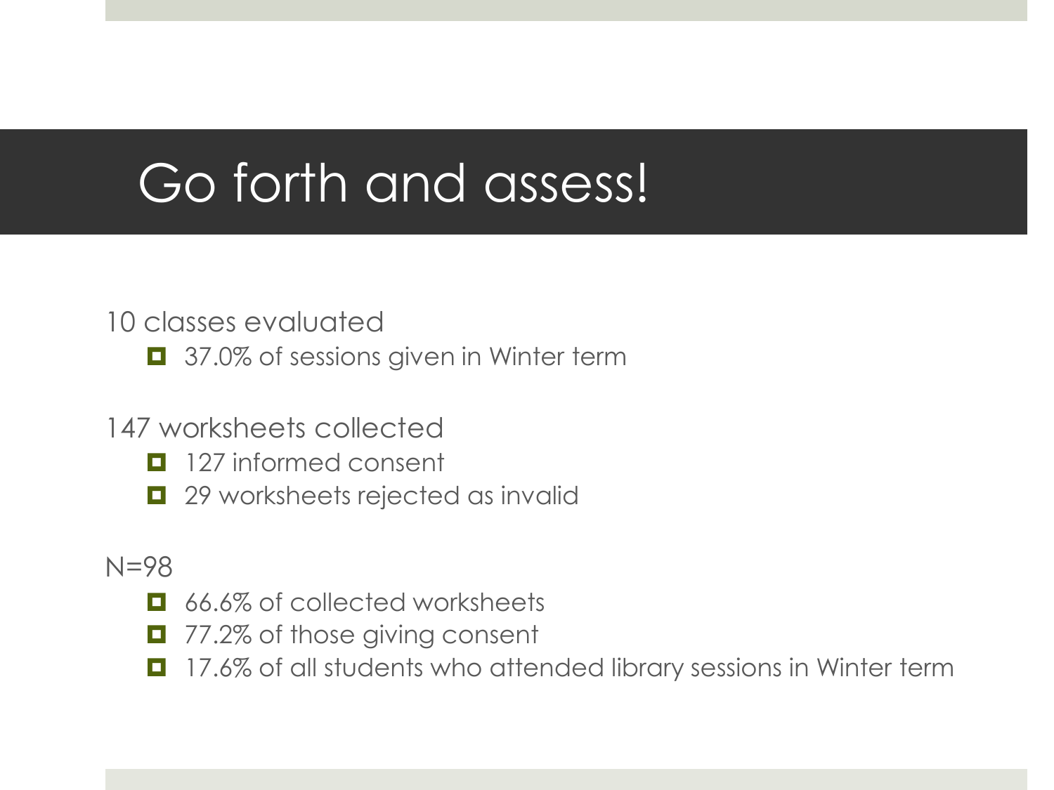# Go forth and assess!

10 classes evaluated

- 37.0% of sessions given in Winter term

147 worksheets collected

- 127 informed consent
- 29 worksheets rejected as invalid

N=98

- 66.6% of collected worksheets
- 77.2% of those giving consent
- 17.6% of all students who attended library sessions in Winter term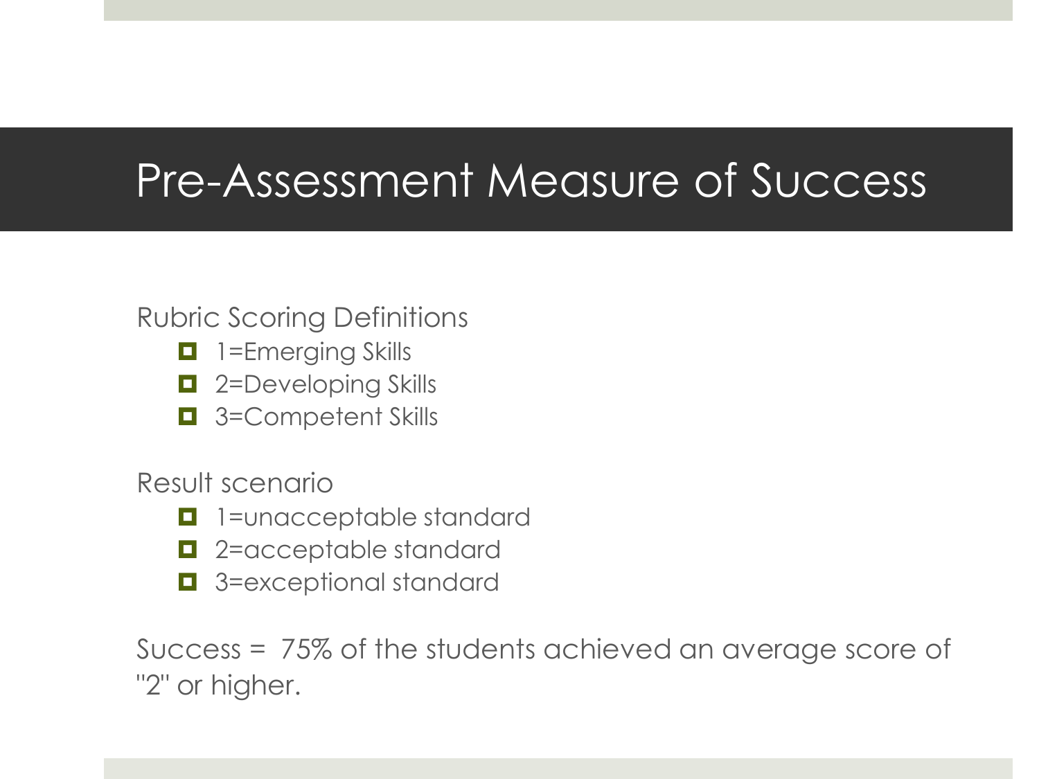# Pre-Assessment Measure of Success

Rubric Scoring Definitions

- 1=Emerging Skills
- 2=Developing Skills
- 3=Competent Skills

Result scenario

- 1=unacceptable standard
- 2=acceptable standard
- 3=exceptional standard

Success = 75% of the students achieved an average score of "2" or higher.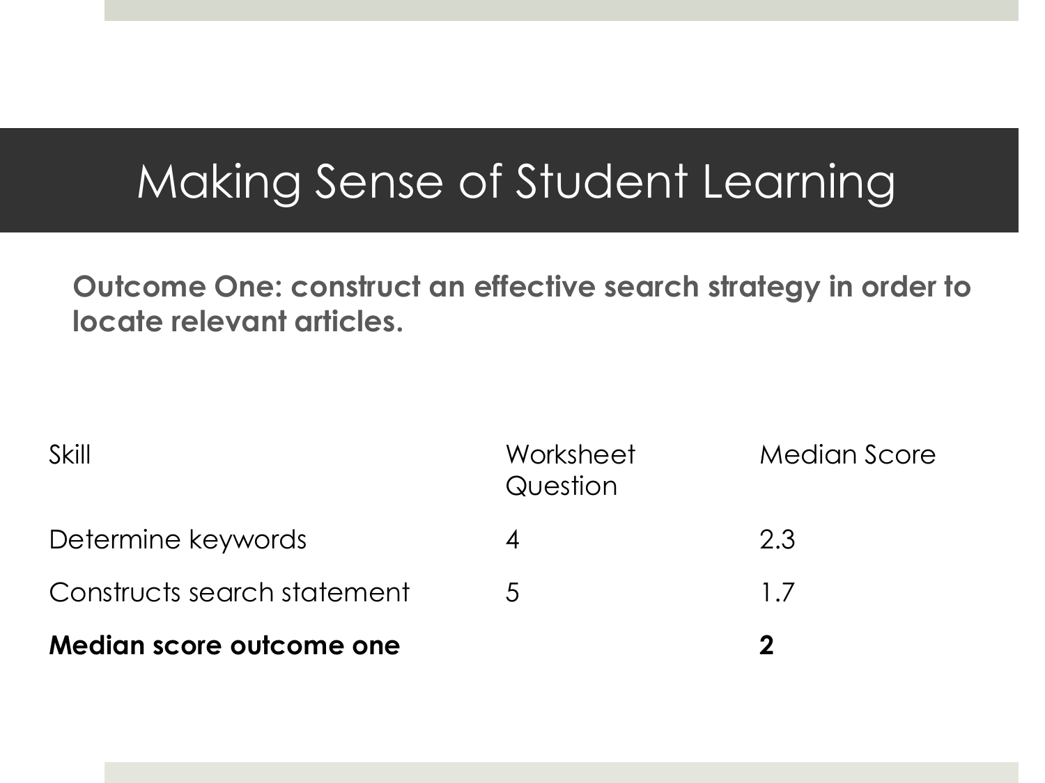# Making Sense of Student Learning

**Outcome One: construct an effective search strategy in order to locate relevant articles.**

| Skill | Worksheet Question | Median Score |
|---|---|---|
| Determine keywords | 4 | 2.3 |
| Constructs search statement | 5 | 1.7 |
| **Median score outcome one** | | **2** |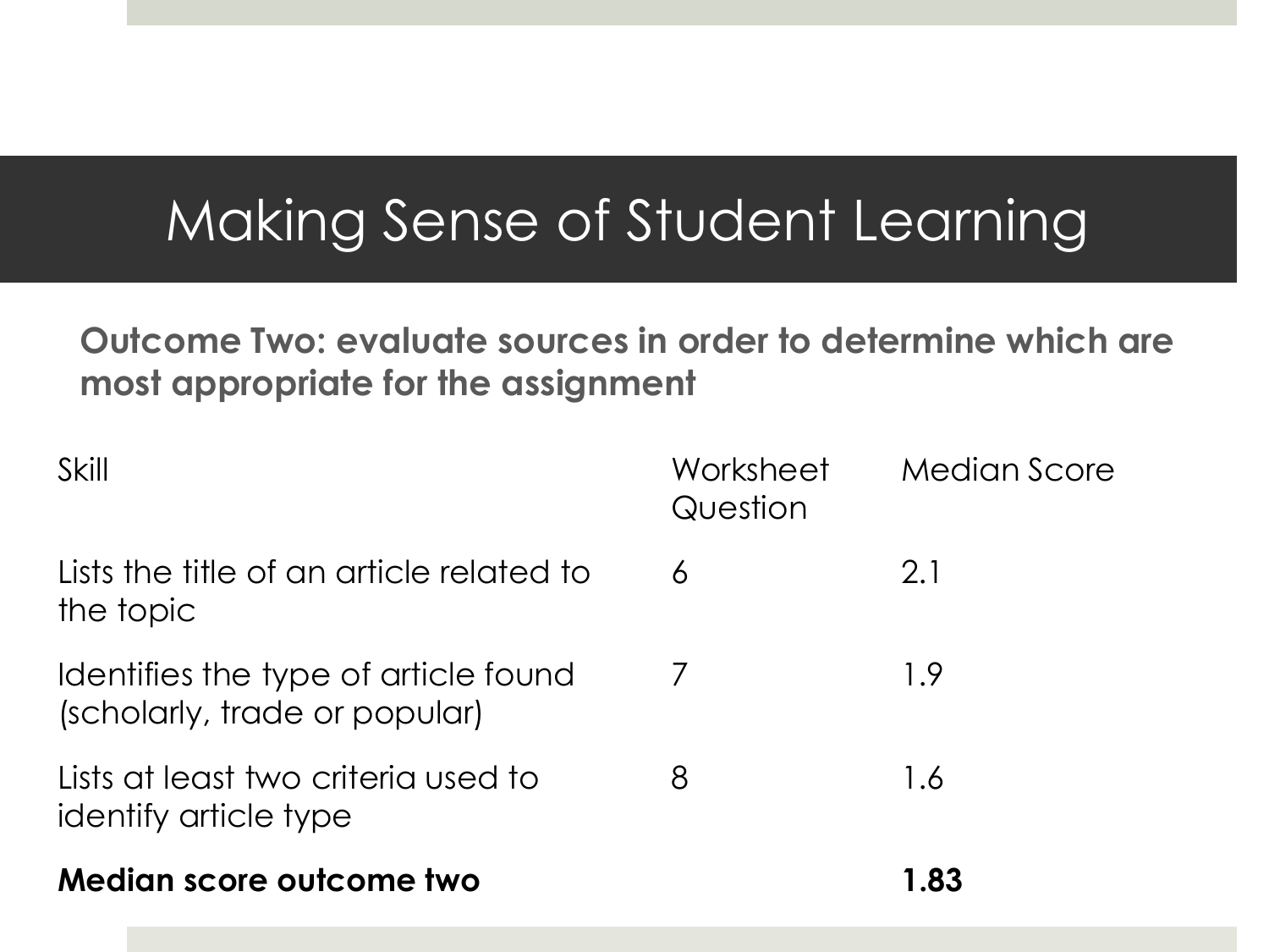# Making Sense of Student Learning

**Outcome Two: evaluate sources in order to determine which are most appropriate for the assignment**

| Skill | Worksheet Question | Median Score |
| --- | --- | --- |
| Lists the title of an article related to the topic | 6 | 2.1 |
| Identifies the type of article found (scholarly, trade or popular) | 7 | 1.9 |
| Lists at least two criteria used to identify article type | 8 | 1.6 |
| **Median score outcome two** | | **1.83** |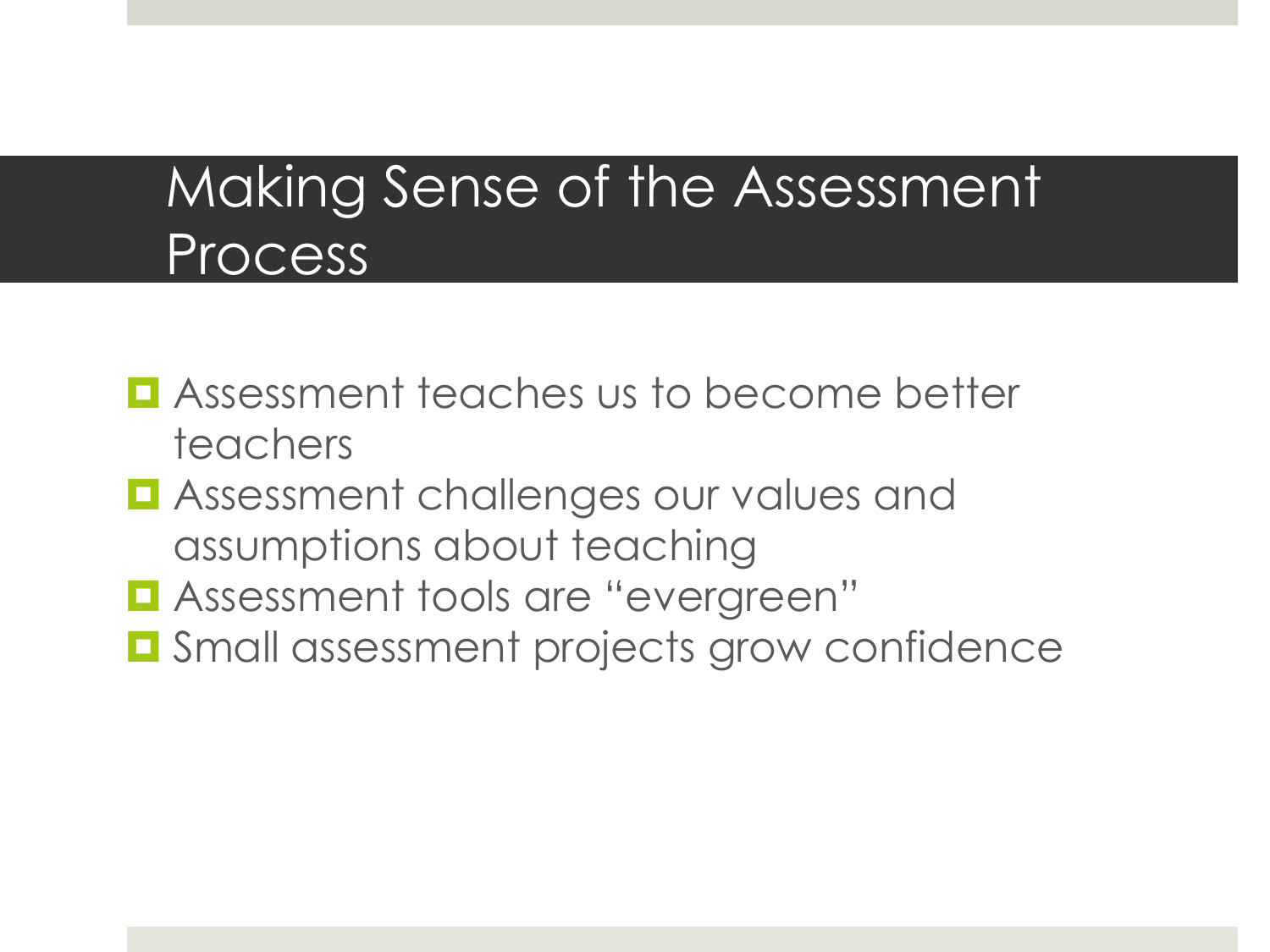# Making Sense of the Assessment Process

- Assessment teaches us to become better teachers
- Assessment challenges our values and assumptions about teaching
- Assessment tools are “evergreen”
- Small assessment projects grow confidence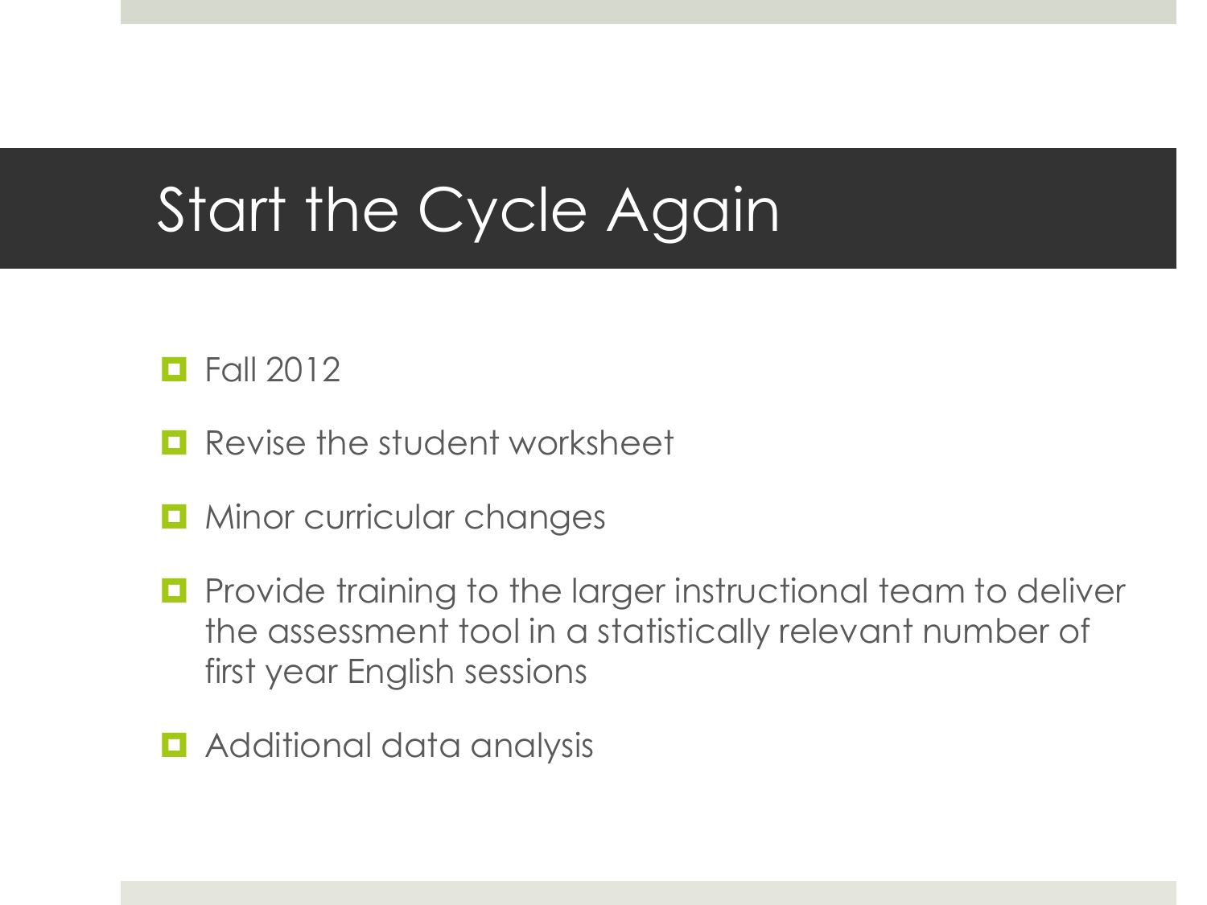# Start the Cycle Again

- Fall 2012
- Revise the student worksheet
- Minor curricular changes
- Provide training to the larger instructional team to deliver the assessment tool in a statistically relevant number of first year English sessions
- Additional data analysis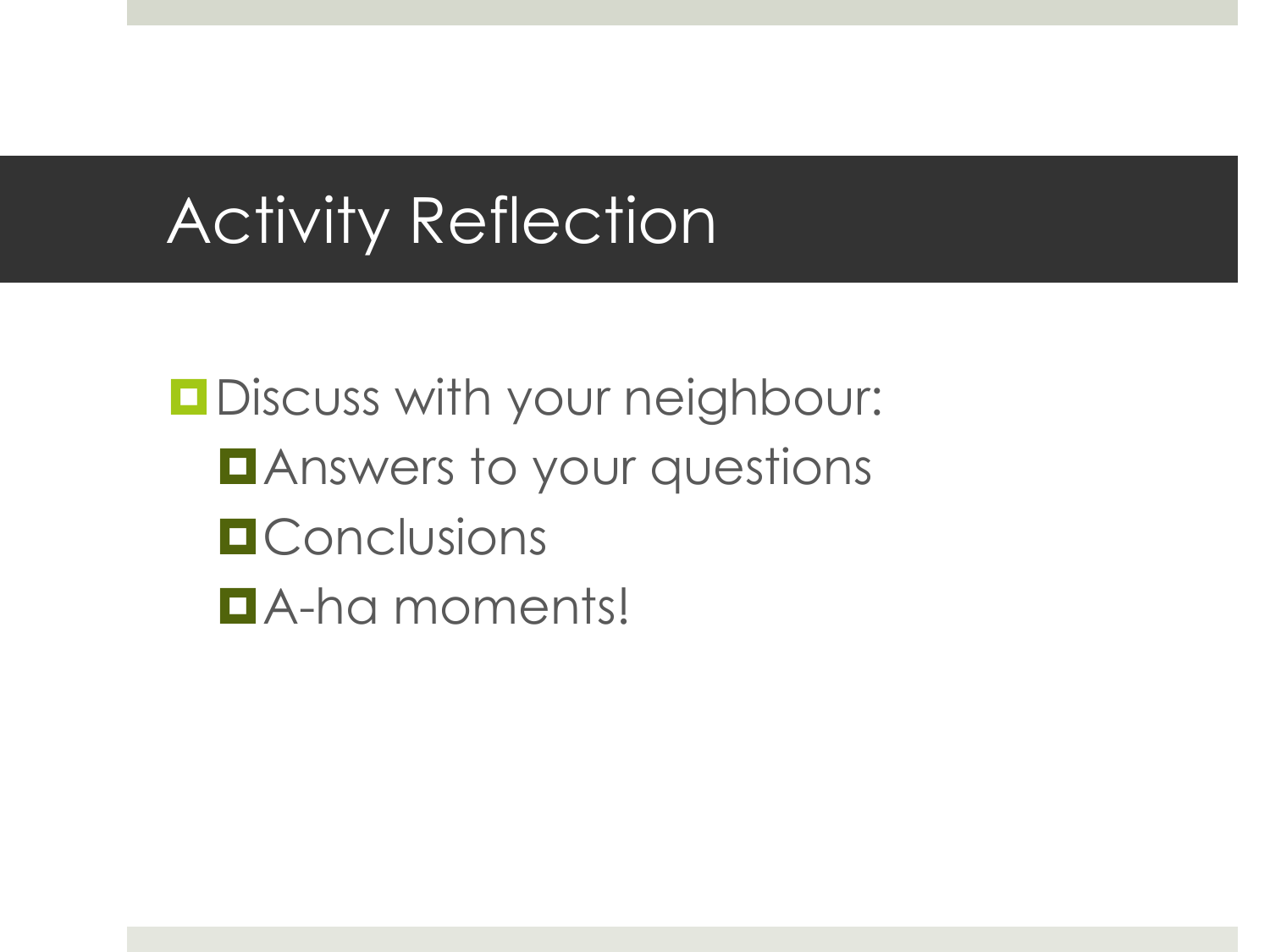# Activity Reflection

- Discuss with your neighbour:
  - Answers to your questions
  - Conclusions
  - A-ha moments!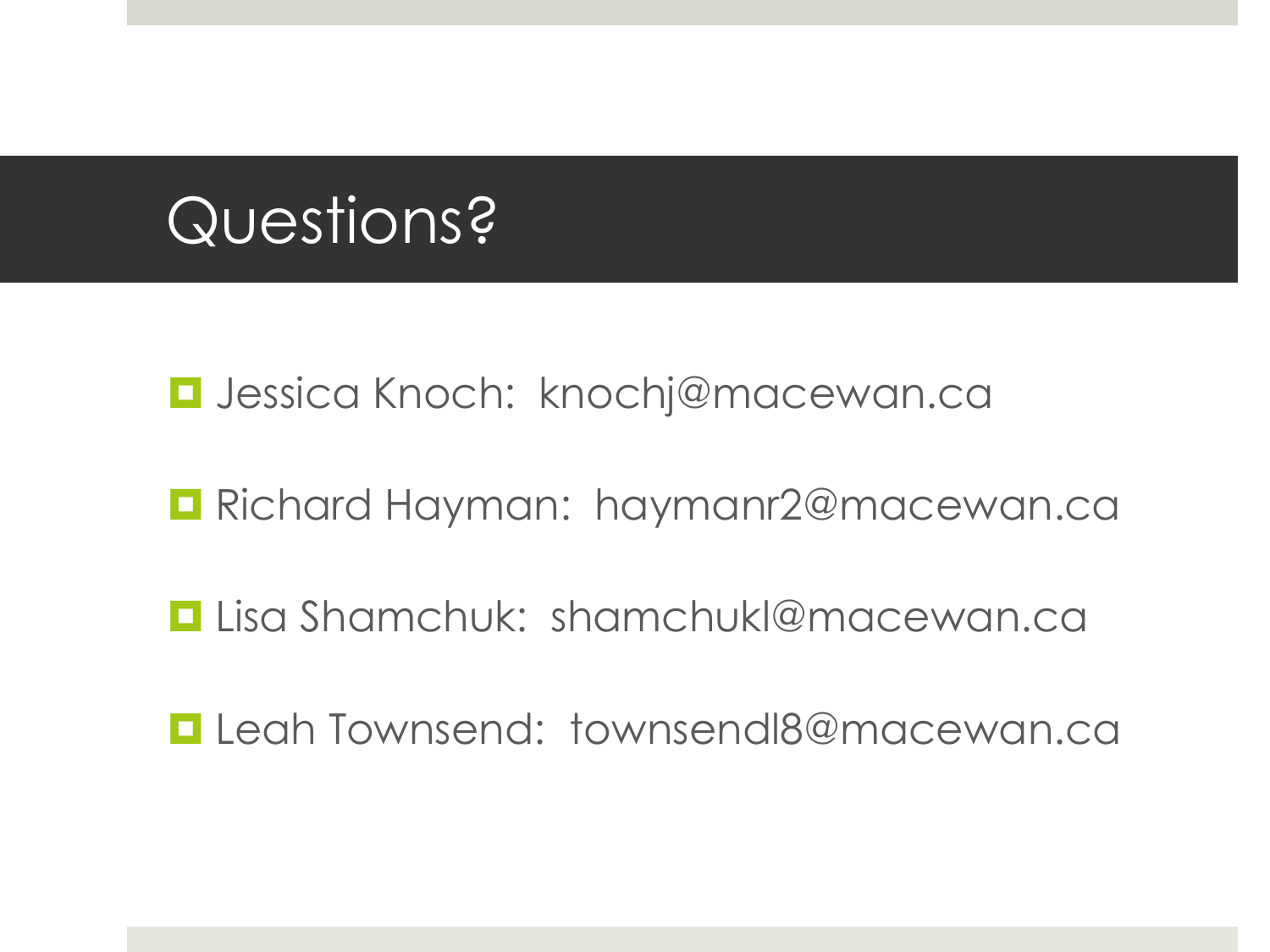# Questions?

- Jessica Knoch: knochj@macewan.ca
- Richard Hayman: haymanr2@macewan.ca
- Lisa Shamchuk: shamchukl@macewan.ca
- Leah Townsend: townsendl8@macewan.ca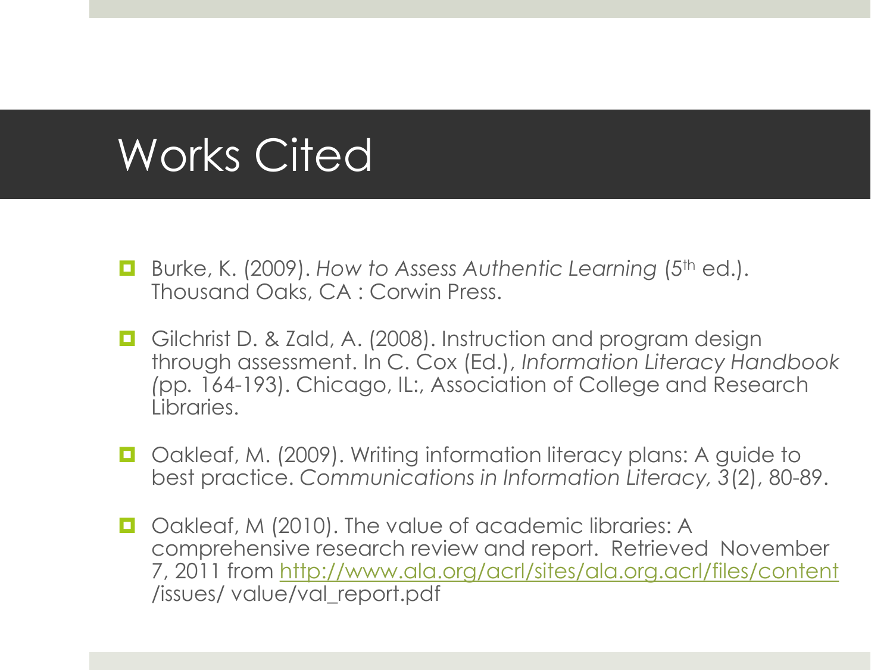# Works Cited

- Burke, K. (2009). *How to Assess Authentic Learning* (5th ed.). Thousand Oaks, CA : Corwin Press.
- Gilchrist D. & Zald, A. (2008). Instruction and program design through assessment. In C. Cox (Ed.), *Information Literacy Handbook (*pp. 164-193). Chicago, IL:, Association of College and Research Libraries.
- Oakleaf, M. (2009). Writing information literacy plans: A guide to best practice. *Communications in Information Literacy, 3*(2), 80-89.
- Oakleaf, M (2010). The value of academic libraries: A comprehensive research review and report. Retrieved November 7, 2011 from http://www.ala.org/acrl/sites/ala.org.acrl/files/content /issues/ value/val_report.pdf